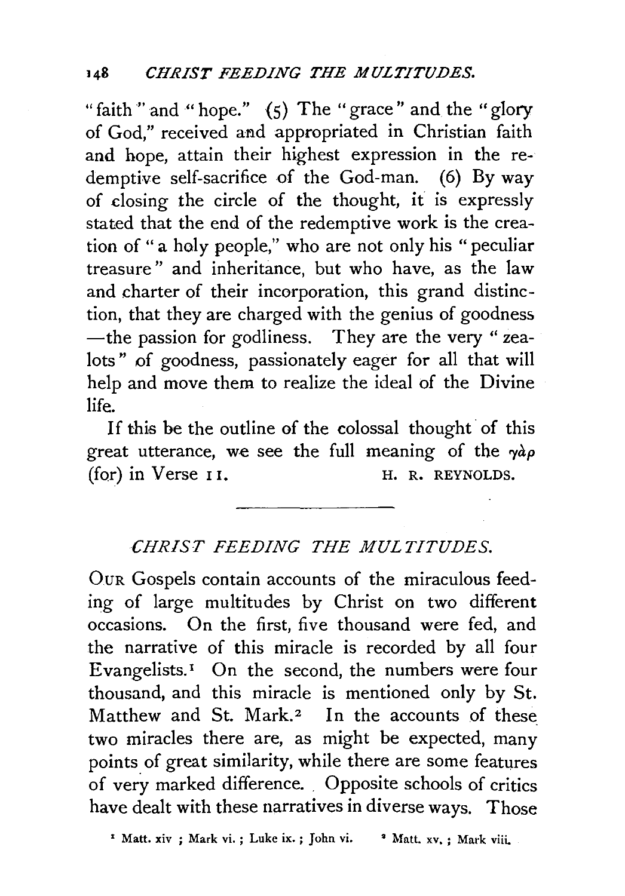"faith" and "hope." (5) The "grace" and the "glory of God," received and appropriated in Christian faith and hope, attain their highest expression in the redemptive self-sacrifice of the God-man. (6) By way of closing the circle of the thought, it is expressly stated that the end of the redemptive work is the creation of "a holy people," who are not only his "peculiar treasure" and inheritance, but who have, as the law and charter of their incorporation, this grand distinction, that they are charged with the genius of goodness —the passion for godliness. They are the very "zealots" of goodness, passionately eager for all that will help and move them to realize the ideal of the Divine life.

If this be the outline of the colossal thought of this great utterance, we see the full meaning of the γὰρ (for) in Verse 11.

H. R. REYNOLDS.

---

## *CHRIST FEEDING THE MULTITUDES.*

OUR Gospels contain accounts of the miraculous feeding of large multitudes by Christ on two different occasions. On the first, five thousand were fed, and the narrative of this miracle is recorded by all four Evangelists.[1] On the second, the numbers were four thousand, and this miracle is mentioned only by St. Matthew and St. Mark.[2] In the accounts of these two miracles there are, as might be expected, many points of great similarity, while there are some features of very marked difference. Opposite schools of critics have dealt with these narratives in diverse ways. Those

[1] Matt. xiv ; Mark vi. ; Luke ix. ; John vi. [2] Matt. xv. ; Mark viii.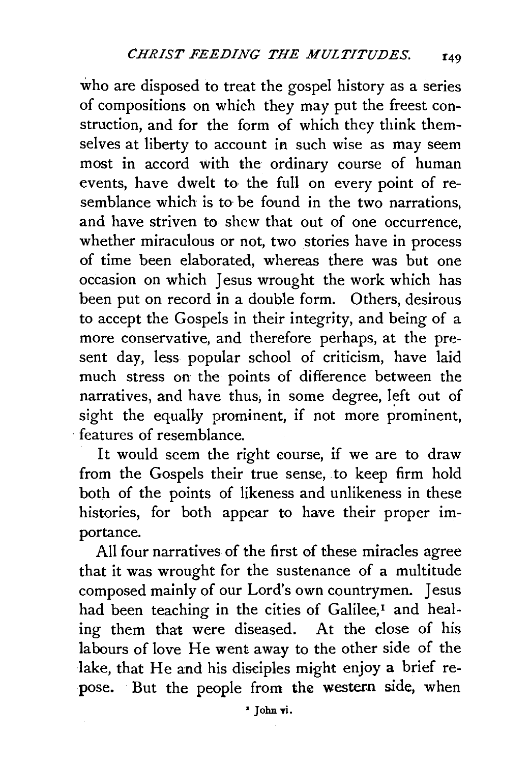who are disposed to treat the gospel history as a series of compositions on which they may put the freest construction, and for the form of which they think themselves at liberty to account in such wise as may seem most in accord with the ordinary course of human events, have dwelt to the full on every point of resemblance which is to be found in the two narrations, and have striven to shew that out of one occurrence, whether miraculous or not, two stories have in process of time been elaborated, whereas there was but one occasion on which Jesus wrought the work which has been put on record in a double form. Others, desirous to accept the Gospels in their integrity, and being of a more conservative, and therefore perhaps, at the present day, less popular school of criticism, have laid much stress on the points of difference between the narratives, and have thus, in some degree, left out of sight the equally prominent, if not more prominent, features of resemblance.

It would seem the right course, if we are to draw from the Gospels their true sense, to keep firm hold both of the points of likeness and unlikeness in these histories, for both appear to have their proper importance.

All four narratives of the first of these miracles agree that it was wrought for the sustenance of a multitude composed mainly of our Lord's own countrymen. Jesus had been teaching in the cities of Galilee,[1] and healing them that were diseased. At the close of his labours of love He went away to the other side of the lake, that He and his disciples might enjoy a brief repose. But the people from the western side, when

[1] John vi.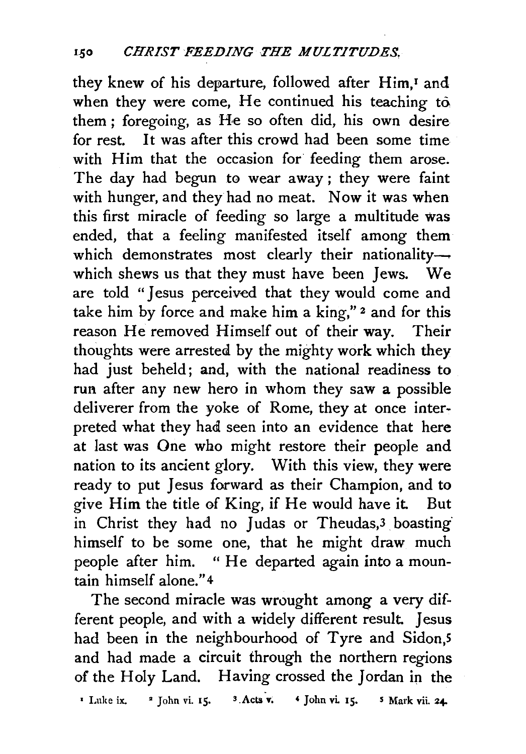they knew of his departure, followed after Him,[1] and when they were come, He continued his teaching to them; foregoing, as He so often did, his own desire for rest. It was after this crowd had been some time with Him that the occasion for feeding them arose. The day had begun to wear away; they were faint with hunger, and they had no meat. Now it was when this first miracle of feeding so large a multitude was ended, that a feeling manifested itself among them which demonstrates most clearly their nationality—which shews us that they must have been Jews. We are told "Jesus perceived that they would come and take him by force and make him a king,"[2] and for this reason He removed Himself out of their way. Their thoughts were arrested by the mighty work which they had just beheld; and, with the national readiness to run after any new hero in whom they saw a possible deliverer from the yoke of Rome, they at once interpreted what they had seen into an evidence that here at last was One who might restore their people and nation to its ancient glory. With this view, they were ready to put Jesus forward as their Champion, and to give Him the title of King, if He would have it. But in Christ they had no Judas or Theudas,[3] boasting himself to be some one, that he might draw much people after him. "He departed again into a mountain himself alone."[4]

The second miracle was wrought among a very different people, and with a widely different result. Jesus had been in the neighbourhood of Tyre and Sidon,[5] and had made a circuit through the northern regions of the Holy Land. Having crossed the Jordan in the

[1] Luke ix. [2] John vi. 15. [3] Acts v. [4] John vi. 15. [5] Mark vii. 24.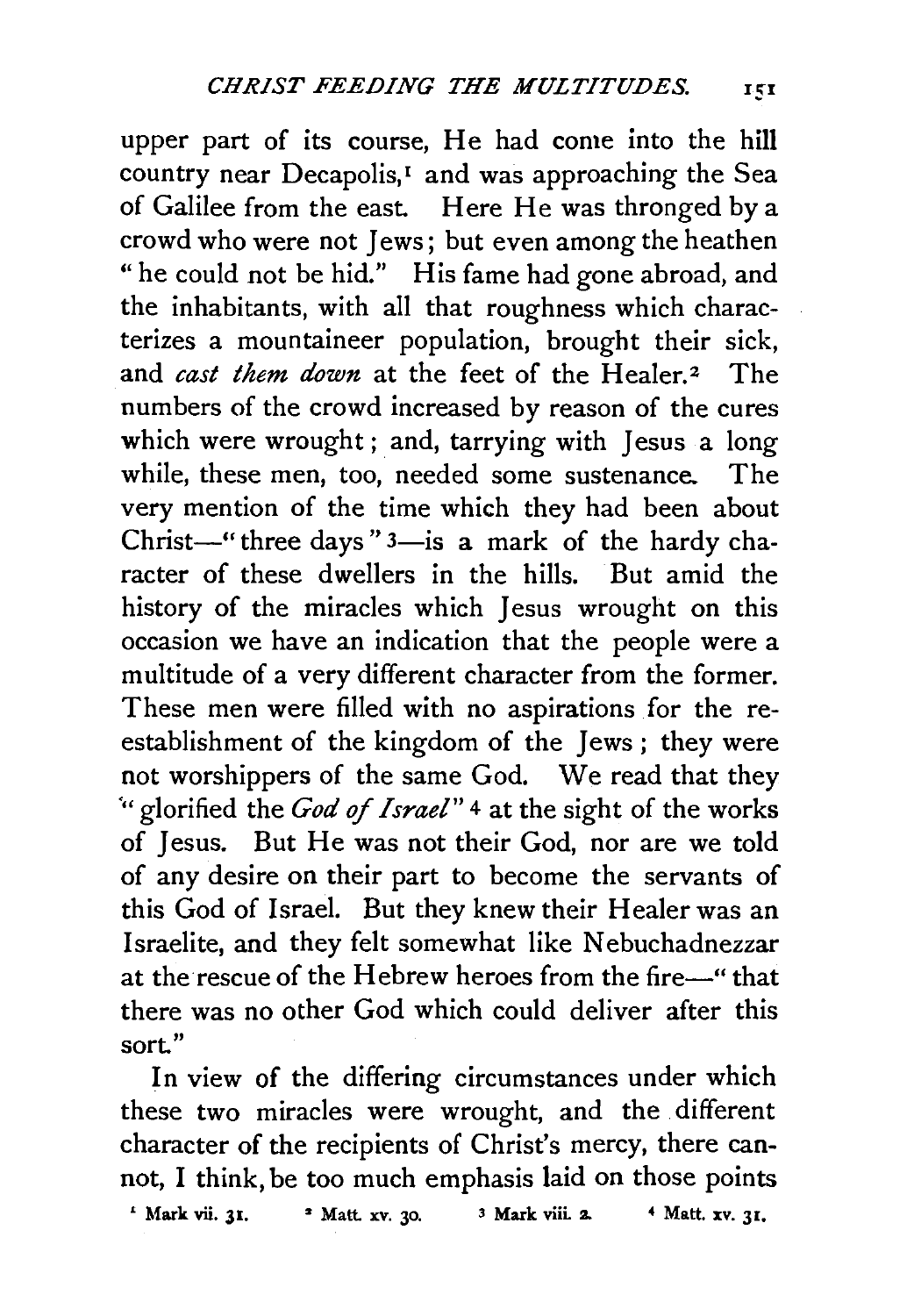upper part of its course, He had come into the hill country near Decapolis,[1] and was approaching the Sea of Galilee from the east. Here He was thronged by a crowd who were not Jews; but even among the heathen "he could not be hid." His fame had gone abroad, and the inhabitants, with all that roughness which characterizes a mountaineer population, brought their sick, and *cast them down* at the feet of the Healer.[2] The numbers of the crowd increased by reason of the cures which were wrought; and, tarrying with Jesus a long while, these men, too, needed some sustenance. The very mention of the time which they had been about Christ—"three days"[3]—is a mark of the hardy character of these dwellers in the hills. But amid the history of the miracles which Jesus wrought on this occasion we have an indication that the people were a multitude of a very different character from the former. These men were filled with no aspirations for the re-establishment of the kingdom of the Jews; they were not worshippers of the same God. We read that they "glorified the *God of Israel*"[4] at the sight of the works of Jesus. But He was not their God, nor are we told of any desire on their part to become the servants of this God of Israel. But they knew their Healer was an Israelite, and they felt somewhat like Nebuchadnezzar at the rescue of the Hebrew heroes from the fire—"that there was no other God which could deliver after this sort."

In view of the differing circumstances under which these two miracles were wrought, and the different character of the recipients of Christ's mercy, there cannot, I think, be too much emphasis laid on those points

[1] Mark vii. 31. [2] Matt. xv. 30. [3] Mark viii. 2. [4] Matt. xv. 31.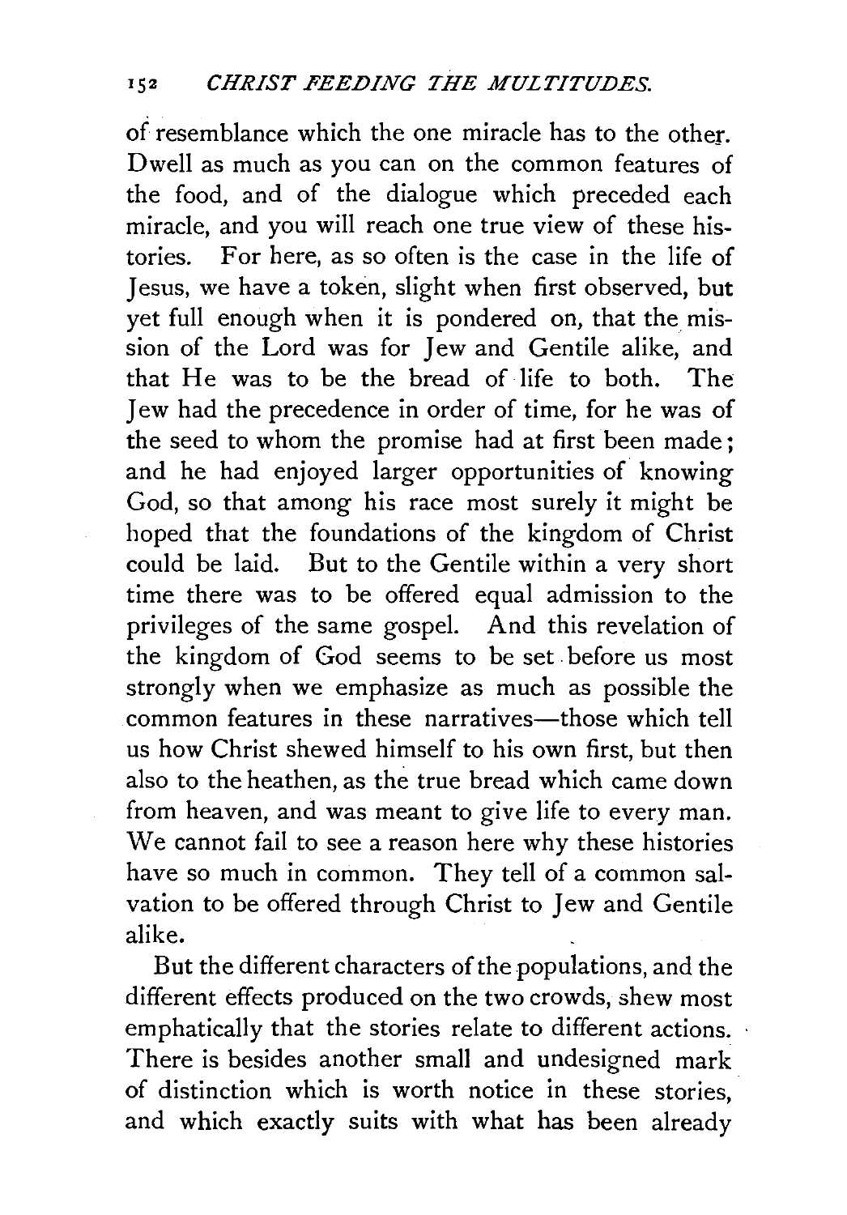of resemblance which the one miracle has to the other. Dwell as much as you can on the common features of the food, and of the dialogue which preceded each miracle, and you will reach one true view of these histories. For here, as so often is the case in the life of Jesus, we have a token, slight when first observed, but yet full enough when it is pondered on, that the mission of the Lord was for Jew and Gentile alike, and that He was to be the bread of life to both. The Jew had the precedence in order of time, for he was of the seed to whom the promise had at first been made; and he had enjoyed larger opportunities of knowing God, so that among his race most surely it might be hoped that the foundations of the kingdom of Christ could be laid. But to the Gentile within a very short time there was to be offered equal admission to the privileges of the same gospel. And this revelation of the kingdom of God seems to be set before us most strongly when we emphasize as much as possible the common features in these narratives—those which tell us how Christ shewed himself to his own first, but then also to the heathen, as the true bread which came down from heaven, and was meant to give life to every man. We cannot fail to see a reason here why these histories have so much in common. They tell of a common salvation to be offered through Christ to Jew and Gentile alike.

But the different characters of the populations, and the different effects produced on the two crowds, shew most emphatically that the stories relate to different actions. There is besides another small and undesigned mark of distinction which is worth notice in these stories, and which exactly suits with what has been already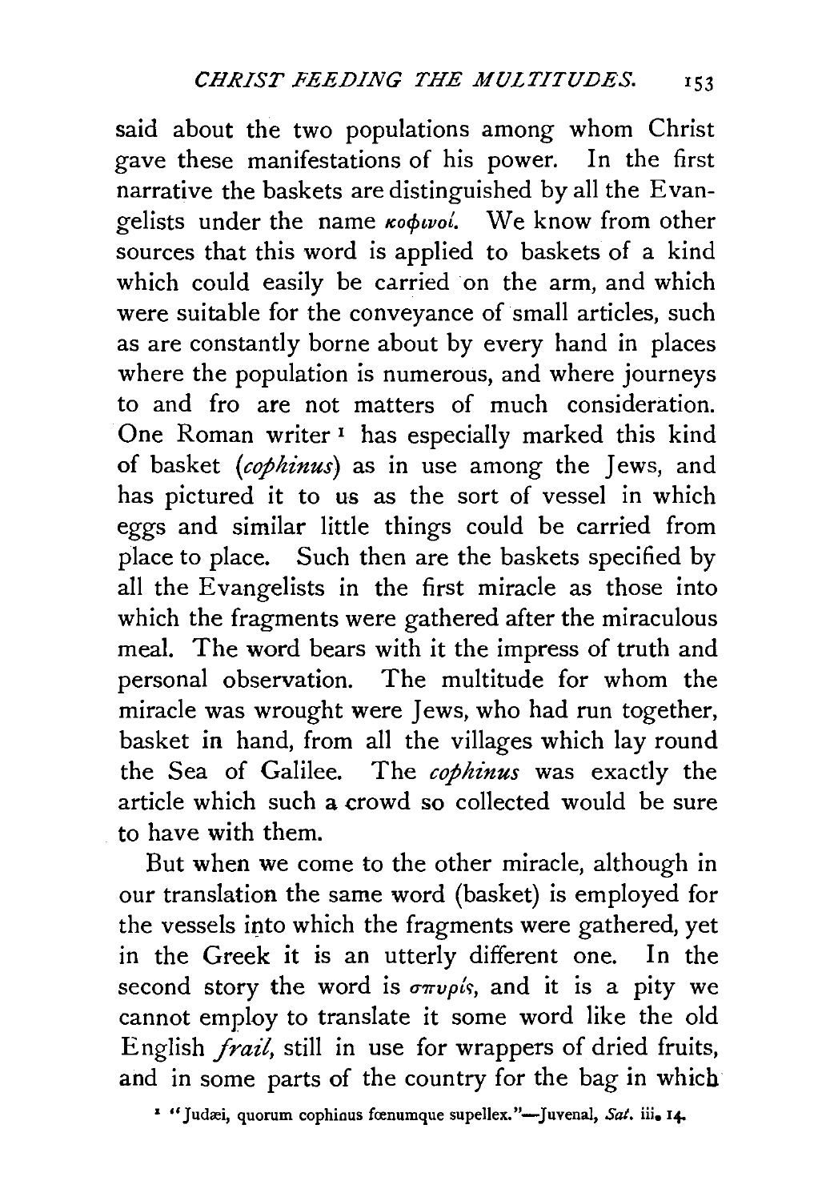said about the two populations among whom Christ gave these manifestations of his power. In the first narrative the baskets are distinguished by all the Evangelists under the name *κοφινοί*. We know from other sources that this word is applied to baskets of a kind which could easily be carried on the arm, and which were suitable for the conveyance of small articles, such as are constantly borne about by every hand in places where the population is numerous, and where journeys to and fro are not matters of much consideration. One Roman writer[1] has especially marked this kind of basket (*cophinus*) as in use among the Jews, and has pictured it to us as the sort of vessel in which eggs and similar little things could be carried from place to place. Such then are the baskets specified by all the Evangelists in the first miracle as those into which the fragments were gathered after the miraculous meal. The word bears with it the impress of truth and personal observation. The multitude for whom the miracle was wrought were Jews, who had run together, basket in hand, from all the villages which lay round the Sea of Galilee. The *cophinus* was exactly the article which such a crowd so collected would be sure to have with them.

But when we come to the other miracle, although in our translation the same word (basket) is employed for the vessels into which the fragments were gathered, yet in the Greek it is an utterly different one. In the second story the word is *σπυρίς*, and it is a pity we cannot employ to translate it some word like the old English *frail*, still in use for wrappers of dried fruits, and in some parts of the country for the bag in which

[1] "Judæi, quorum cophinus fœnumque supellex."—Juvenal, *Sat.* iii. 14.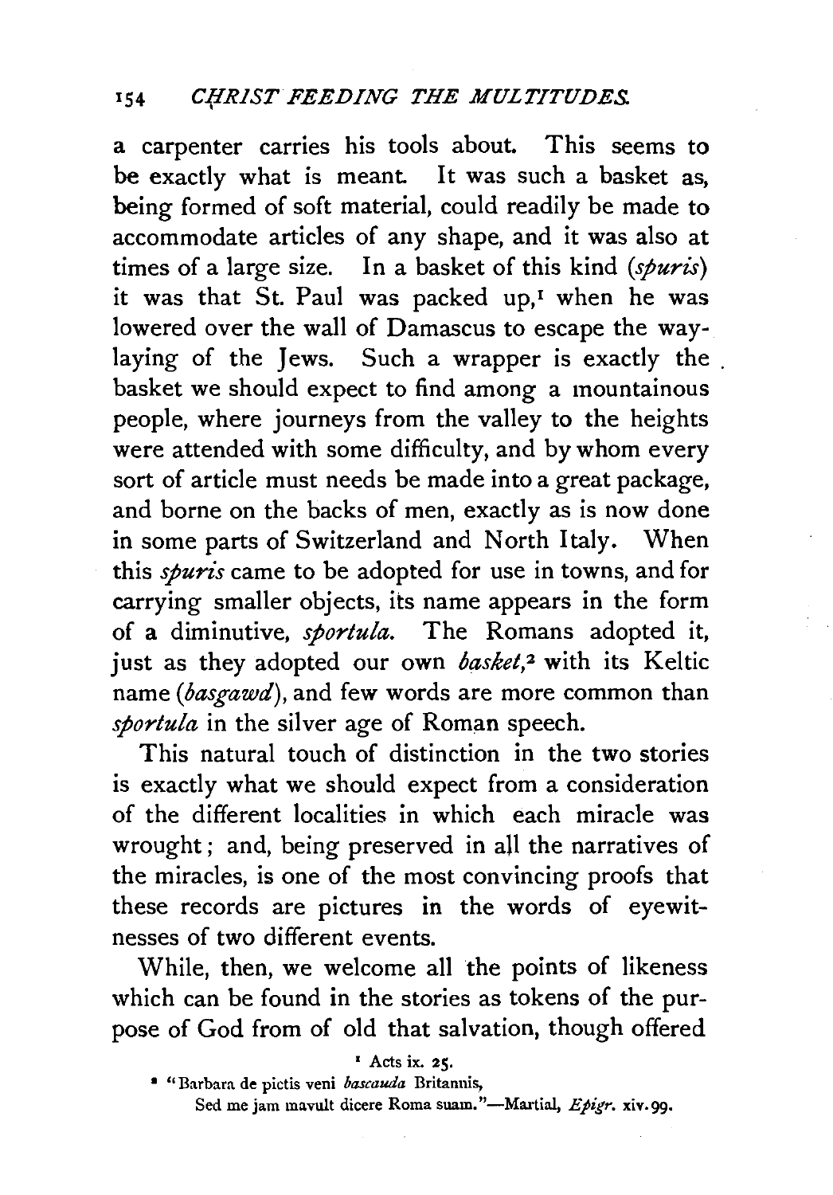a carpenter carries his tools about. This seems to be exactly what is meant. It was such a basket as, being formed of soft material, could readily be made to accommodate articles of any shape, and it was also at times of a large size. In a basket of this kind (*spuris*) it was that St. Paul was packed up,[1] when he was lowered over the wall of Damascus to escape the waylaying of the Jews. Such a wrapper is exactly the basket we should expect to find among a mountainous people, where journeys from the valley to the heights were attended with some difficulty, and by whom every sort of article must needs be made into a great package, and borne on the backs of men, exactly as is now done in some parts of Switzerland and North Italy. When this *spuris* came to be adopted for use in towns, and for carrying smaller objects, its name appears in the form of a diminutive, *sportula*. The Romans adopted it, just as they adopted our own *basket*,[2] with its Keltic name (*basgawd*), and few words are more common than *sportula* in the silver age of Roman speech.

This natural touch of distinction in the two stories is exactly what we should expect from a consideration of the different localities in which each miracle was wrought; and, being preserved in all the narratives of the miracles, is one of the most convincing proofs that these records are pictures in the words of eyewitnesses of two different events.

While, then, we welcome all the points of likeness which can be found in the stories as tokens of the purpose of God from of old that salvation, though offered

[1] Acts ix. 25.

[2] "Barbara de pictis veni *bascauda* Britannis,
Sed me jam mavult dicere Roma suam."—Martial, *Epigr.* xiv. 99.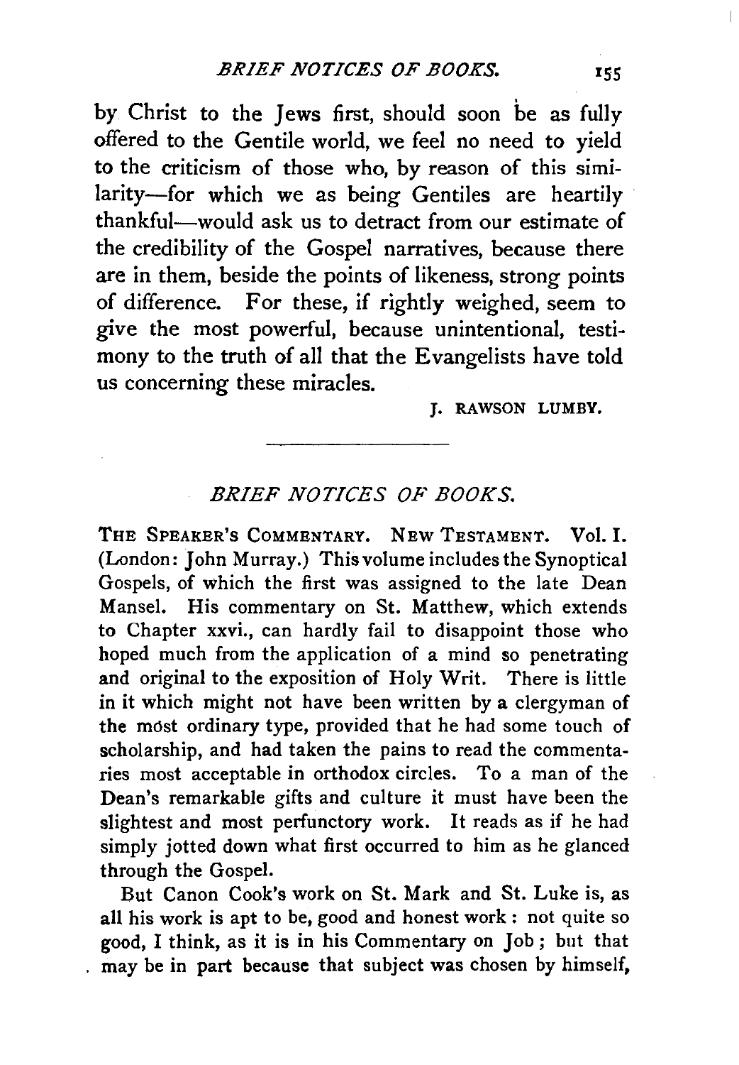by Christ to the Jews first, should soon be as fully offered to the Gentile world, we feel no need to yield to the criticism of those who, by reason of this similarity—for which we as being Gentiles are heartily thankful—would ask us to detract from our estimate of the credibility of the Gospel narratives, because there are in them, beside the points of likeness, strong points of difference. For these, if rightly weighed, seem to give the most powerful, because unintentional, testimony to the truth of all that the Evangelists have told us concerning these miracles.

J. RAWSON LUMBY.

---

## *BRIEF NOTICES OF BOOKS.*

THE SPEAKER'S COMMENTARY. NEW TESTAMENT. Vol. I. (London: John Murray.) This volume includes the Synoptical Gospels, of which the first was assigned to the late Dean Mansel. His commentary on St. Matthew, which extends to Chapter xxvi., can hardly fail to disappoint those who hoped much from the application of a mind so penetrating and original to the exposition of Holy Writ. There is little in it which might not have been written by a clergyman of the most ordinary type, provided that he had some touch of scholarship, and had taken the pains to read the commentaries most acceptable in orthodox circles. To a man of the Dean's remarkable gifts and culture it must have been the slightest and most perfunctory work. It reads as if he had simply jotted down what first occurred to him as he glanced through the Gospel.

But Canon Cook's work on St. Mark and St. Luke is, as all his work is apt to be, good and honest work: not quite so good, I think, as it is in his Commentary on Job; but that may be in part because that subject was chosen by himself,